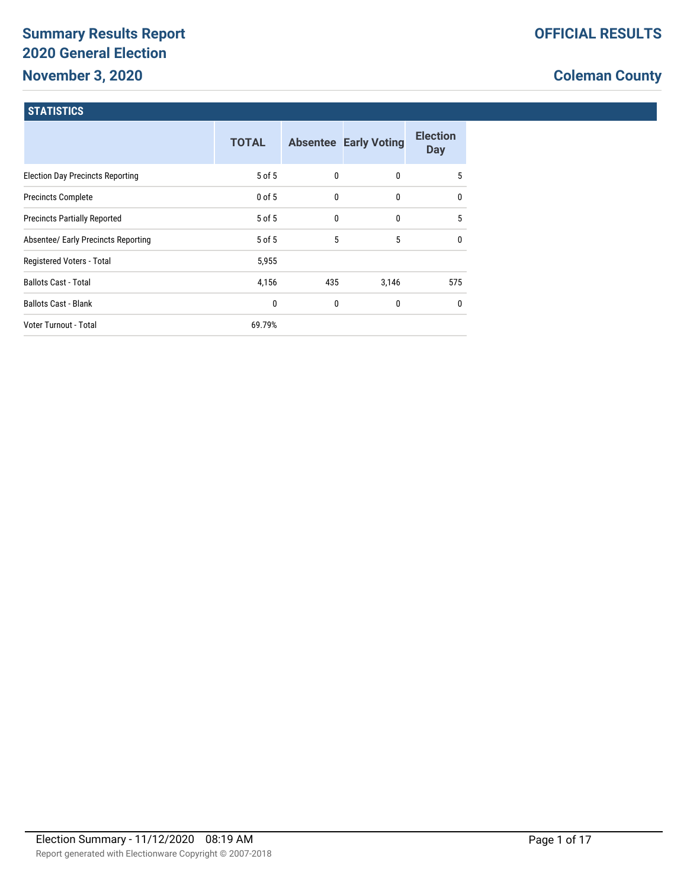# Summary Results Report
# 2020 General Election
# November 3, 2020

**OFFICIAL RESULTS**

**Coleman County**

## STATISTICS

| | TOTAL | Absentee | Early Voting | Election Day |
|---|---|---|---|---|
| Election Day Precincts Reporting | 5 of 5 | 0 | 0 | 5 |
| Precincts Complete | 0 of 5 | 0 | 0 | 0 |
| Precincts Partially Reported | 5 of 5 | 0 | 0 | 5 |
| Absentee/ Early Precincts Reporting | 5 of 5 | 5 | 5 | 0 |
| Registered Voters - Total | 5,955 | | | |
| Ballots Cast - Total | 4,156 | 435 | 3,146 | 575 |
| Ballots Cast - Blank | 0 | 0 | 0 | 0 |
| Voter Turnout - Total | 69.79% | | | |

Election Summary - 11/12/2020 08:19 AM

Report generated with Electionware Copyright © 2007-2018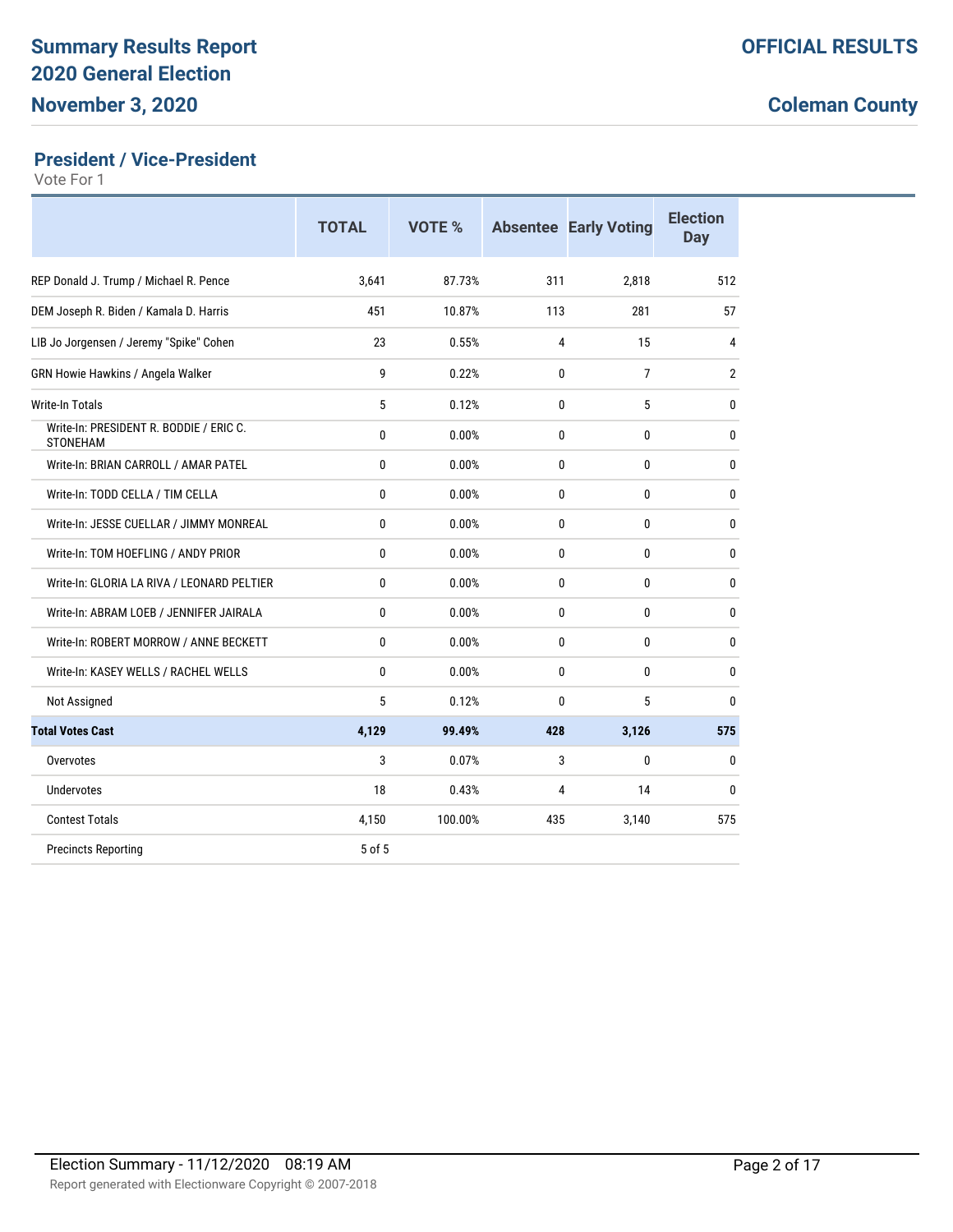# Summary Results Report
# 2020 General Election
# November 3, 2020

**OFFICIAL RESULTS**

**Coleman County**

## President / Vice-President

Vote For 1

| | TOTAL | VOTE % | Absentee | Early Voting | Election Day |
|---|---|---|---|---|---|
| REP Donald J. Trump / Michael R. Pence | 3,641 | 87.73% | 311 | 2,818 | 512 |
| DEM Joseph R. Biden / Kamala D. Harris | 451 | 10.87% | 113 | 281 | 57 |
| LIB Jo Jorgensen / Jeremy "Spike" Cohen | 23 | 0.55% | 4 | 15 | 4 |
| GRN Howie Hawkins / Angela Walker | 9 | 0.22% | 0 | 7 | 2 |
| Write-In Totals | 5 | 0.12% | 0 | 5 | 0 |
| Write-In: PRESIDENT R. BODDIE / ERIC C. STONEHAM | 0 | 0.00% | 0 | 0 | 0 |
| Write-In: BRIAN CARROLL / AMAR PATEL | 0 | 0.00% | 0 | 0 | 0 |
| Write-In: TODD CELLA / TIM CELLA | 0 | 0.00% | 0 | 0 | 0 |
| Write-In: JESSE CUELLAR / JIMMY MONREAL | 0 | 0.00% | 0 | 0 | 0 |
| Write-In: TOM HOEFLING / ANDY PRIOR | 0 | 0.00% | 0 | 0 | 0 |
| Write-In: GLORIA LA RIVA / LEONARD PELTIER | 0 | 0.00% | 0 | 0 | 0 |
| Write-In: ABRAM LOEB / JENNIFER JAIRALA | 0 | 0.00% | 0 | 0 | 0 |
| Write-In: ROBERT MORROW / ANNE BECKETT | 0 | 0.00% | 0 | 0 | 0 |
| Write-In: KASEY WELLS / RACHEL WELLS | 0 | 0.00% | 0 | 0 | 0 |
| Not Assigned | 5 | 0.12% | 0 | 5 | 0 |
| **Total Votes Cast** | **4,129** | **99.49%** | **428** | **3,126** | **575** |
| Overvotes | 3 | 0.07% | 3 | 0 | 0 |
| Undervotes | 18 | 0.43% | 4 | 14 | 0 |
| Contest Totals | 4,150 | 100.00% | 435 | 3,140 | 575 |
| Precincts Reporting | 5 of 5 | | | | |

Election Summary - 11/12/2020 08:19 AM

Report generated with Electionware Copyright © 2007-2018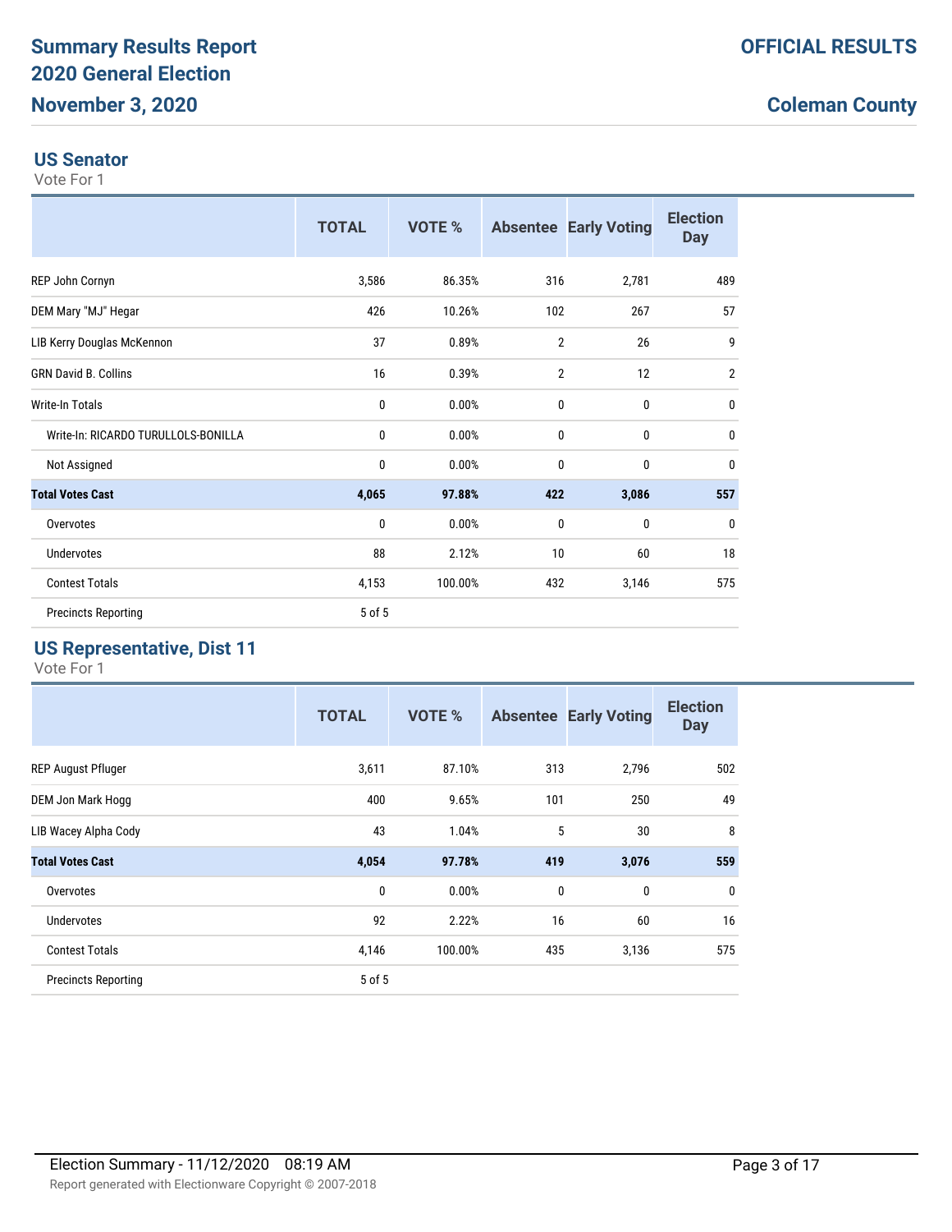# Summary Results Report
# 2020 General Election
# November 3, 2020

**OFFICIAL RESULTS**

**Coleman County**

## US Senator

Vote For 1

| | TOTAL | VOTE % | Absentee | Early Voting | Election Day |
|---|---|---|---|---|---|
| REP John Cornyn | 3,586 | 86.35% | 316 | 2,781 | 489 |
| DEM Mary "MJ" Hegar | 426 | 10.26% | 102 | 267 | 57 |
| LIB Kerry Douglas McKennon | 37 | 0.89% | 2 | 26 | 9 |
| GRN David B. Collins | 16 | 0.39% | 2 | 12 | 2 |
| Write-In Totals | 0 | 0.00% | 0 | 0 | 0 |
| Write-In: RICARDO TURULLOLS-BONILLA | 0 | 0.00% | 0 | 0 | 0 |
| Not Assigned | 0 | 0.00% | 0 | 0 | 0 |
| **Total Votes Cast** | **4,065** | **97.88%** | **422** | **3,086** | **557** |
| Overvotes | 0 | 0.00% | 0 | 0 | 0 |
| Undervotes | 88 | 2.12% | 10 | 60 | 18 |
| Contest Totals | 4,153 | 100.00% | 432 | 3,146 | 575 |
| Precincts Reporting | 5 of 5 | | | | |

## US Representative, Dist 11

Vote For 1

| | TOTAL | VOTE % | Absentee | Early Voting | Election Day |
|---|---|---|---|---|---|
| REP August Pfluger | 3,611 | 87.10% | 313 | 2,796 | 502 |
| DEM Jon Mark Hogg | 400 | 9.65% | 101 | 250 | 49 |
| LIB Wacey Alpha Cody | 43 | 1.04% | 5 | 30 | 8 |
| **Total Votes Cast** | **4,054** | **97.78%** | **419** | **3,076** | **559** |
| Overvotes | 0 | 0.00% | 0 | 0 | 0 |
| Undervotes | 92 | 2.22% | 16 | 60 | 16 |
| Contest Totals | 4,146 | 100.00% | 435 | 3,136 | 575 |
| Precincts Reporting | 5 of 5 | | | | |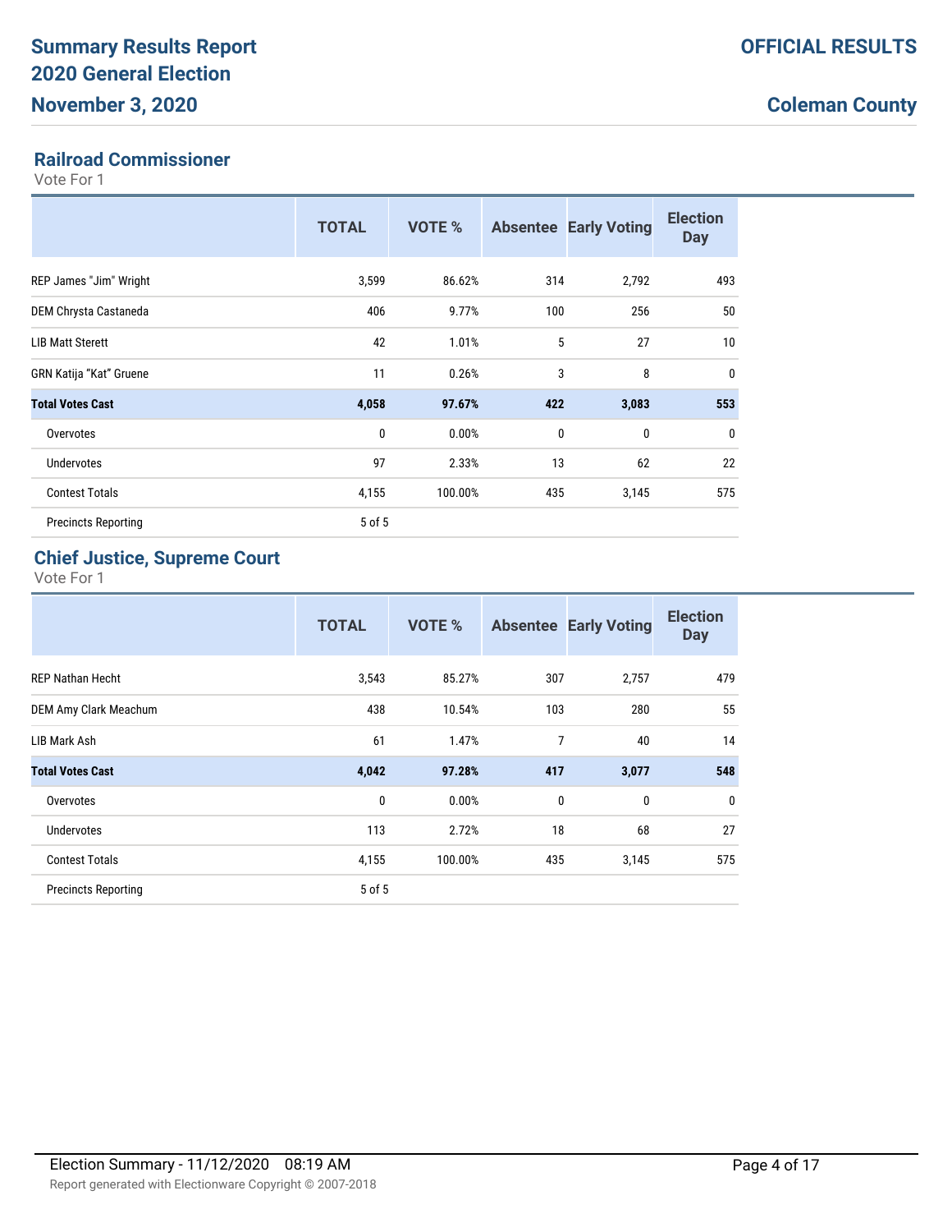# Summary Results Report 2020 General Election

**November 3, 2020**

**OFFICIAL RESULTS**

**Coleman County**

## Railroad Commissioner

Vote For 1

| | TOTAL | VOTE % | Absentee | Early Voting | Election Day |
|---|---|---|---|---|---|
| REP James "Jim" Wright | 3,599 | 86.62% | 314 | 2,792 | 493 |
| DEM Chrysta Castaneda | 406 | 9.77% | 100 | 256 | 50 |
| LIB Matt Sterett | 42 | 1.01% | 5 | 27 | 10 |
| GRN Katija “Kat” Gruene | 11 | 0.26% | 3 | 8 | 0 |
| **Total Votes Cast** | **4,058** | **97.67%** | **422** | **3,083** | **553** |
| Overvotes | 0 | 0.00% | 0 | 0 | 0 |
| Undervotes | 97 | 2.33% | 13 | 62 | 22 |
| Contest Totals | 4,155 | 100.00% | 435 | 3,145 | 575 |
| Precincts Reporting | 5 of 5 | | | | |

## Chief Justice, Supreme Court

Vote For 1

| | TOTAL | VOTE % | Absentee | Early Voting | Election Day |
|---|---|---|---|---|---|
| REP Nathan Hecht | 3,543 | 85.27% | 307 | 2,757 | 479 |
| DEM Amy Clark Meachum | 438 | 10.54% | 103 | 280 | 55 |
| LIB Mark Ash | 61 | 1.47% | 7 | 40 | 14 |
| **Total Votes Cast** | **4,042** | **97.28%** | **417** | **3,077** | **548** |
| Overvotes | 0 | 0.00% | 0 | 0 | 0 |
| Undervotes | 113 | 2.72% | 18 | 68 | 27 |
| Contest Totals | 4,155 | 100.00% | 435 | 3,145 | 575 |
| Precincts Reporting | 5 of 5 | | | | |

Election Summary - 11/12/2020 08:19 AM

Report generated with Electionware Copyright © 2007-2018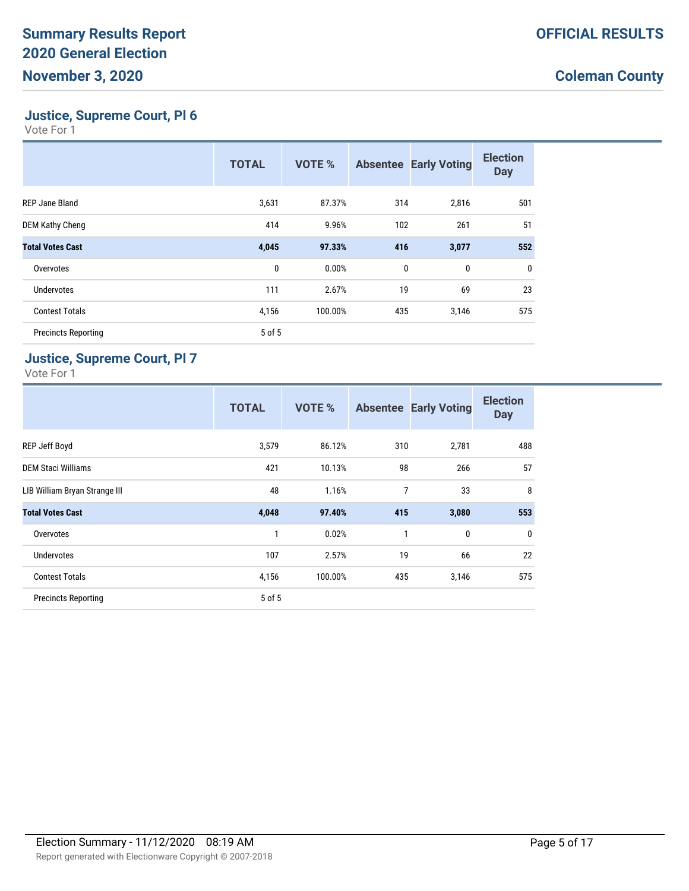# Summary Results Report
# 2020 General Election
# November 3, 2020

**OFFICIAL RESULTS**

**Coleman County**

## Justice, Supreme Court, Pl 6

Vote For 1

| | TOTAL | VOTE % | Absentee | Early Voting | Election Day |
|---|---|---|---|---|---|
| REP Jane Bland | 3,631 | 87.37% | 314 | 2,816 | 501 |
| DEM Kathy Cheng | 414 | 9.96% | 102 | 261 | 51 |
| **Total Votes Cast** | **4,045** | **97.33%** | **416** | **3,077** | **552** |
| Overvotes | 0 | 0.00% | 0 | 0 | 0 |
| Undervotes | 111 | 2.67% | 19 | 69 | 23 |
| Contest Totals | 4,156 | 100.00% | 435 | 3,146 | 575 |
| Precincts Reporting | 5 of 5 | | | | |

## Justice, Supreme Court, Pl 7

Vote For 1

| | TOTAL | VOTE % | Absentee | Early Voting | Election Day |
|---|---|---|---|---|---|
| REP Jeff Boyd | 3,579 | 86.12% | 310 | 2,781 | 488 |
| DEM Staci Williams | 421 | 10.13% | 98 | 266 | 57 |
| LIB William Bryan Strange III | 48 | 1.16% | 7 | 33 | 8 |
| **Total Votes Cast** | **4,048** | **97.40%** | **415** | **3,080** | **553** |
| Overvotes | 1 | 0.02% | 1 | 0 | 0 |
| Undervotes | 107 | 2.57% | 19 | 66 | 22 |
| Contest Totals | 4,156 | 100.00% | 435 | 3,146 | 575 |
| Precincts Reporting | 5 of 5 | | | | |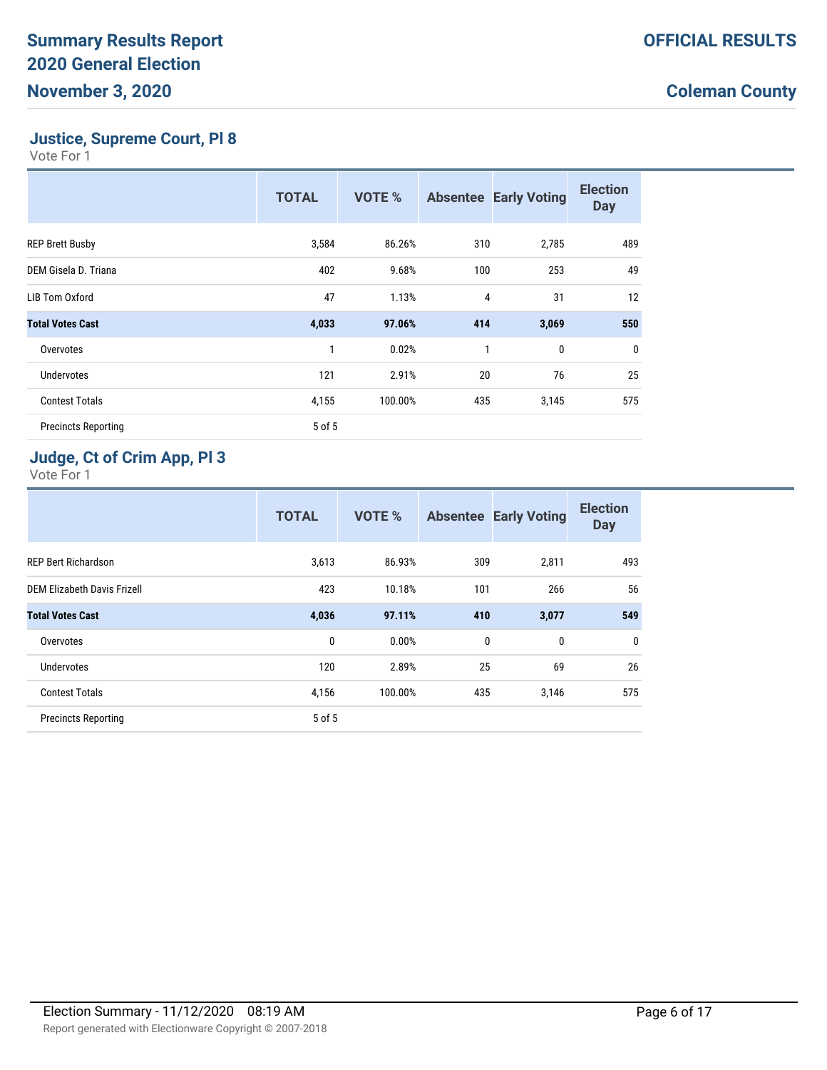## Justice, Supreme Court, Pl 8

Vote For 1

| | TOTAL | VOTE % | Absentee | Early Voting | Election Day |
|---|---|---|---|---|---|
| REP Brett Busby | 3,584 | 86.26% | 310 | 2,785 | 489 |
| DEM Gisela D. Triana | 402 | 9.68% | 100 | 253 | 49 |
| LIB Tom Oxford | 47 | 1.13% | 4 | 31 | 12 |
| **Total Votes Cast** | **4,033** | **97.06%** | **414** | **3,069** | **550** |
| Overvotes | 1 | 0.02% | 1 | 0 | 0 |
| Undervotes | 121 | 2.91% | 20 | 76 | 25 |
| Contest Totals | 4,155 | 100.00% | 435 | 3,145 | 575 |
| Precincts Reporting | 5 of 5 | | | | |

## Judge, Ct of Crim App, Pl 3

Vote For 1

| | TOTAL | VOTE % | Absentee | Early Voting | Election Day |
|---|---|---|---|---|---|
| REP Bert Richardson | 3,613 | 86.93% | 309 | 2,811 | 493 |
| DEM Elizabeth Davis Frizell | 423 | 10.18% | 101 | 266 | 56 |
| **Total Votes Cast** | **4,036** | **97.11%** | **410** | **3,077** | **549** |
| Overvotes | 0 | 0.00% | 0 | 0 | 0 |
| Undervotes | 120 | 2.89% | 25 | 69 | 26 |
| Contest Totals | 4,156 | 100.00% | 435 | 3,146 | 575 |
| Precincts Reporting | 5 of 5 | | | | |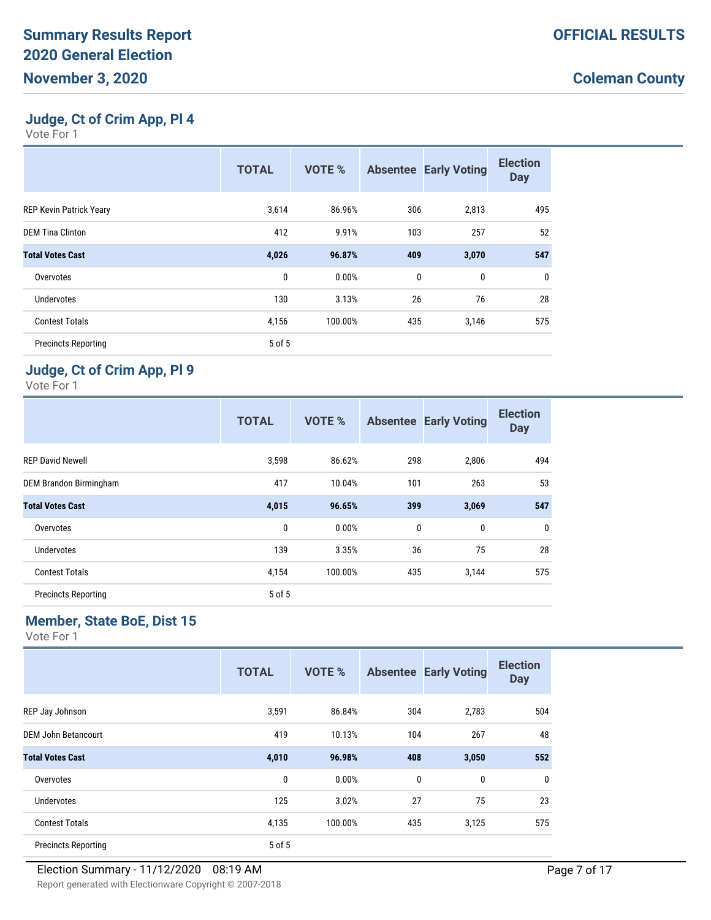# Summary Results Report
# 2020 General Election
# November 3, 2020

**OFFICIAL RESULTS**

**Coleman County**

## Judge, Ct of Crim App, Pl 4

Vote For 1

| | TOTAL | VOTE % | Absentee | Early Voting | Election Day |
|---|---|---|---|---|---|
| REP Kevin Patrick Yeary | 3,614 | 86.96% | 306 | 2,813 | 495 |
| DEM Tina Clinton | 412 | 9.91% | 103 | 257 | 52 |
| **Total Votes Cast** | **4,026** | **96.87%** | **409** | **3,070** | **547** |
| Overvotes | 0 | 0.00% | 0 | 0 | 0 |
| Undervotes | 130 | 3.13% | 26 | 76 | 28 |
| Contest Totals | 4,156 | 100.00% | 435 | 3,146 | 575 |
| Precincts Reporting | 5 of 5 | | | | |

## Judge, Ct of Crim App, Pl 9

Vote For 1

| | TOTAL | VOTE % | Absentee | Early Voting | Election Day |
|---|---|---|---|---|---|
| REP David Newell | 3,598 | 86.62% | 298 | 2,806 | 494 |
| DEM Brandon Birmingham | 417 | 10.04% | 101 | 263 | 53 |
| **Total Votes Cast** | **4,015** | **96.65%** | **399** | **3,069** | **547** |
| Overvotes | 0 | 0.00% | 0 | 0 | 0 |
| Undervotes | 139 | 3.35% | 36 | 75 | 28 |
| Contest Totals | 4,154 | 100.00% | 435 | 3,144 | 575 |
| Precincts Reporting | 5 of 5 | | | | |

## Member, State BoE, Dist 15

Vote For 1

| | TOTAL | VOTE % | Absentee | Early Voting | Election Day |
|---|---|---|---|---|---|
| REP Jay Johnson | 3,591 | 86.84% | 304 | 2,783 | 504 |
| DEM John Betancourt | 419 | 10.13% | 104 | 267 | 48 |
| **Total Votes Cast** | **4,010** | **96.98%** | **408** | **3,050** | **552** |
| Overvotes | 0 | 0.00% | 0 | 0 | 0 |
| Undervotes | 125 | 3.02% | 27 | 75 | 23 |
| Contest Totals | 4,135 | 100.00% | 435 | 3,125 | 575 |
| Precincts Reporting | 5 of 5 | | | | |

Election Summary - 11/12/2020 08:19 AM

Report generated with Electionware Copyright © 2007-2018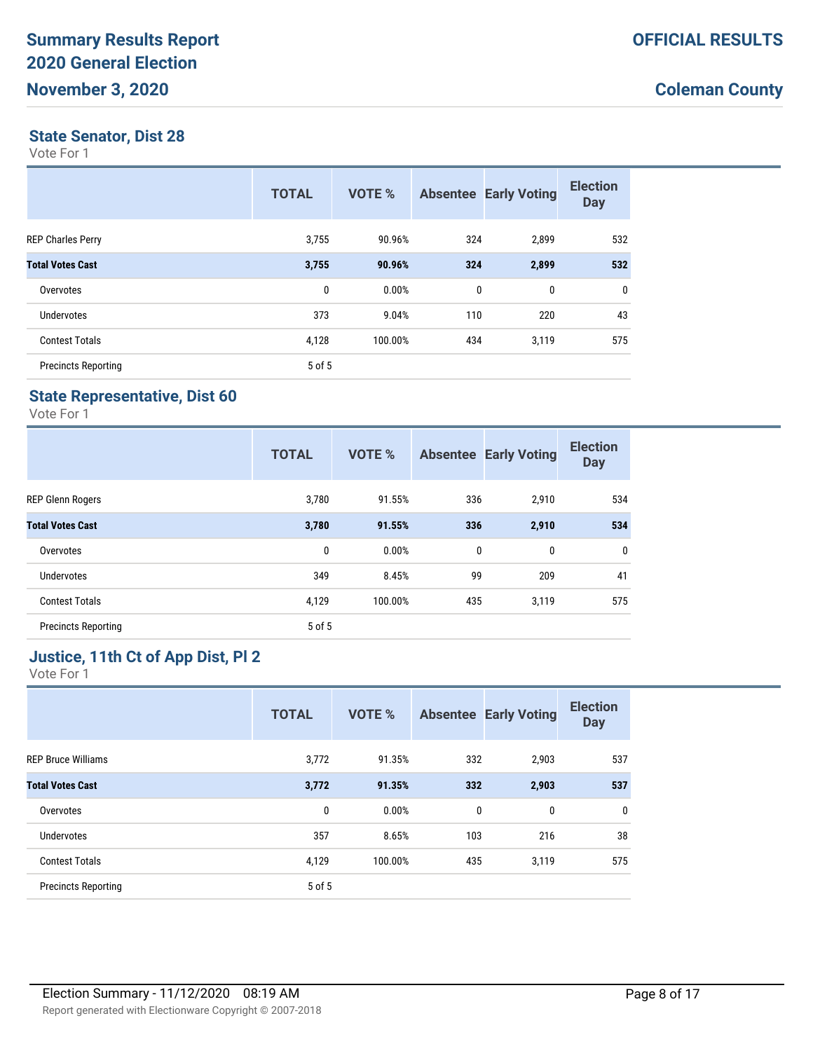# Summary Results Report
# 2020 General Election
# November 3, 2020

**OFFICIAL RESULTS**

**Coleman County**

## State Senator, Dist 28

Vote For 1

| | TOTAL | VOTE % | Absentee | Early Voting | Election Day |
|---|---|---|---|---|---|
| REP Charles Perry | 3,755 | 90.96% | 324 | 2,899 | 532 |
| **Total Votes Cast** | **3,755** | **90.96%** | **324** | **2,899** | **532** |
| Overvotes | 0 | 0.00% | 0 | 0 | 0 |
| Undervotes | 373 | 9.04% | 110 | 220 | 43 |
| Contest Totals | 4,128 | 100.00% | 434 | 3,119 | 575 |
| Precincts Reporting | 5 of 5 | | | | |

## State Representative, Dist 60

Vote For 1

| | TOTAL | VOTE % | Absentee | Early Voting | Election Day |
|---|---|---|---|---|---|
| REP Glenn Rogers | 3,780 | 91.55% | 336 | 2,910 | 534 |
| **Total Votes Cast** | **3,780** | **91.55%** | **336** | **2,910** | **534** |
| Overvotes | 0 | 0.00% | 0 | 0 | 0 |
| Undervotes | 349 | 8.45% | 99 | 209 | 41 |
| Contest Totals | 4,129 | 100.00% | 435 | 3,119 | 575 |
| Precincts Reporting | 5 of 5 | | | | |

## Justice, 11th Ct of App Dist, Pl 2

Vote For 1

| | TOTAL | VOTE % | Absentee | Early Voting | Election Day |
|---|---|---|---|---|---|
| REP Bruce Williams | 3,772 | 91.35% | 332 | 2,903 | 537 |
| **Total Votes Cast** | **3,772** | **91.35%** | **332** | **2,903** | **537** |
| Overvotes | 0 | 0.00% | 0 | 0 | 0 |
| Undervotes | 357 | 8.65% | 103 | 216 | 38 |
| Contest Totals | 4,129 | 100.00% | 435 | 3,119 | 575 |
| Precincts Reporting | 5 of 5 | | | | |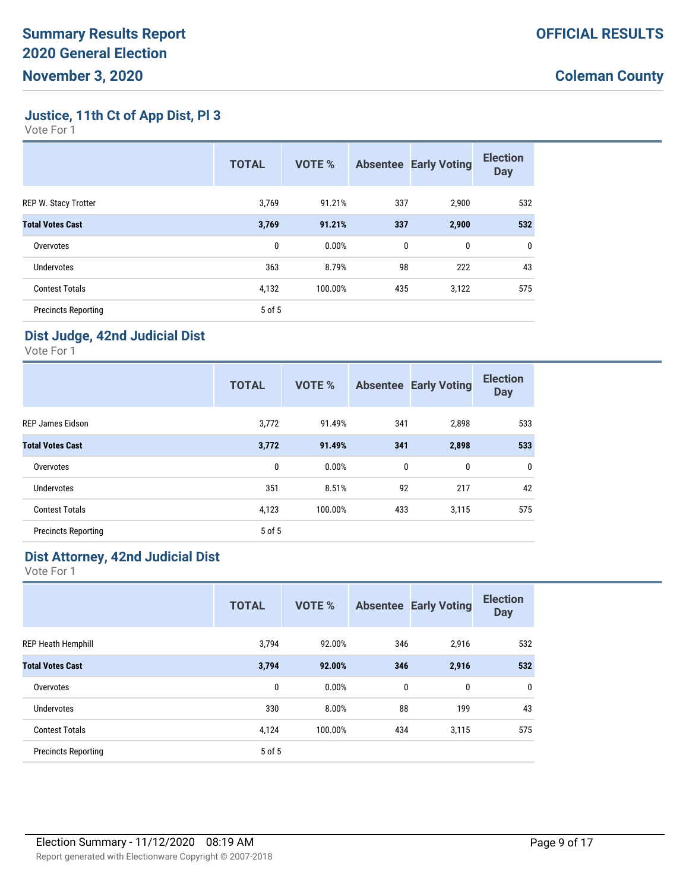# Summary Results Report
# 2020 General Election
# November 3, 2020

**OFFICIAL RESULTS**

**Coleman County**

## Justice, 11th Ct of App Dist, Pl 3

Vote For 1

| | TOTAL | VOTE % | Absentee | Early Voting | Election Day |
|---|---|---|---|---|---|
| REP W. Stacy Trotter | 3,769 | 91.21% | 337 | 2,900 | 532 |
| **Total Votes Cast** | **3,769** | **91.21%** | **337** | **2,900** | **532** |
| Overvotes | 0 | 0.00% | 0 | 0 | 0 |
| Undervotes | 363 | 8.79% | 98 | 222 | 43 |
| Contest Totals | 4,132 | 100.00% | 435 | 3,122 | 575 |
| Precincts Reporting | 5 of 5 | | | | |

## Dist Judge, 42nd Judicial Dist

Vote For 1

| | TOTAL | VOTE % | Absentee | Early Voting | Election Day |
|---|---|---|---|---|---|
| REP James Eidson | 3,772 | 91.49% | 341 | 2,898 | 533 |
| **Total Votes Cast** | **3,772** | **91.49%** | **341** | **2,898** | **533** |
| Overvotes | 0 | 0.00% | 0 | 0 | 0 |
| Undervotes | 351 | 8.51% | 92 | 217 | 42 |
| Contest Totals | 4,123 | 100.00% | 433 | 3,115 | 575 |
| Precincts Reporting | 5 of 5 | | | | |

## Dist Attorney, 42nd Judicial Dist

Vote For 1

| | TOTAL | VOTE % | Absentee | Early Voting | Election Day |
|---|---|---|---|---|---|
| REP Heath Hemphill | 3,794 | 92.00% | 346 | 2,916 | 532 |
| **Total Votes Cast** | **3,794** | **92.00%** | **346** | **2,916** | **532** |
| Overvotes | 0 | 0.00% | 0 | 0 | 0 |
| Undervotes | 330 | 8.00% | 88 | 199 | 43 |
| Contest Totals | 4,124 | 100.00% | 434 | 3,115 | 575 |
| Precincts Reporting | 5 of 5 | | | | |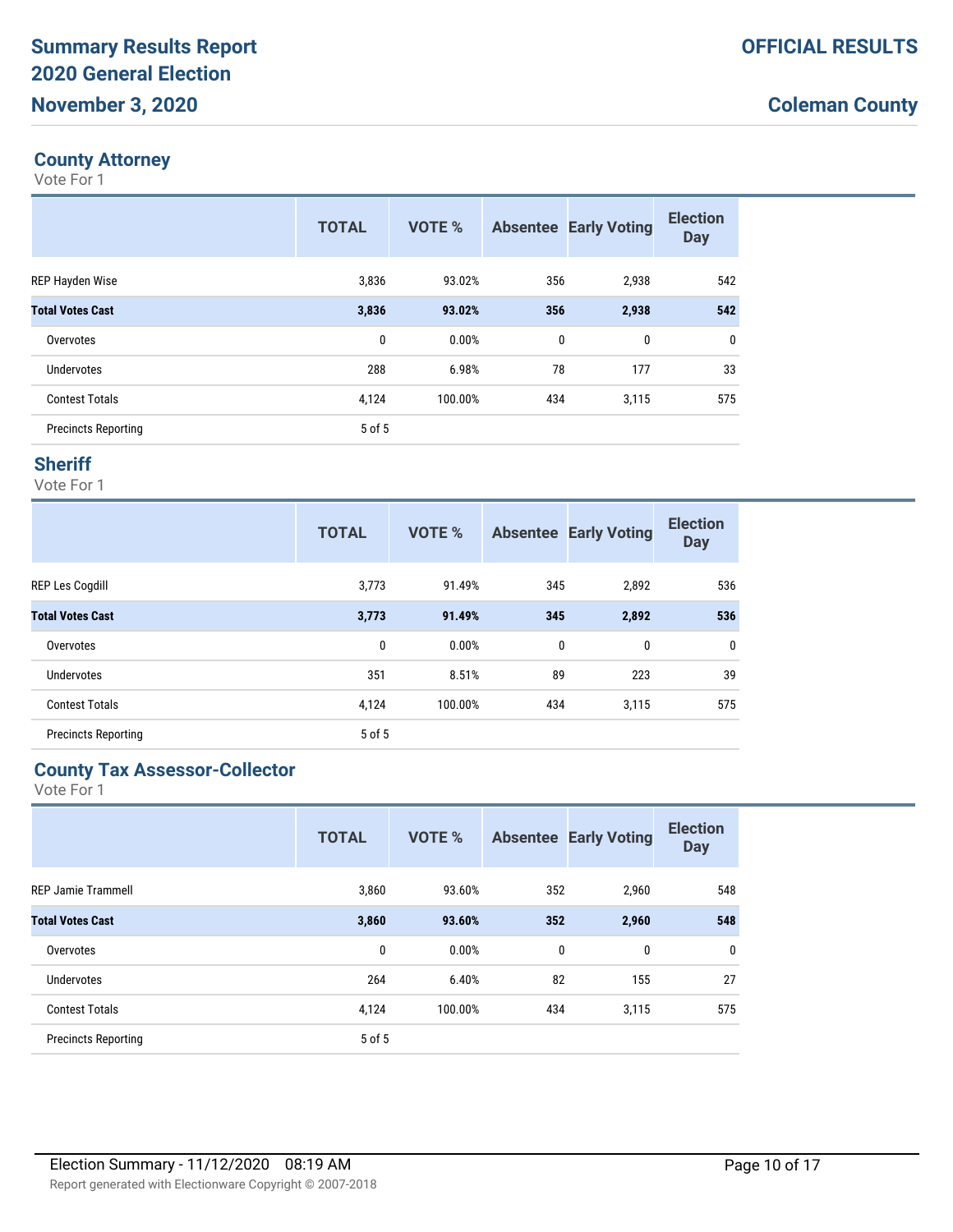## County Attorney

Vote For 1

| | TOTAL | VOTE % | Absentee | Early Voting | Election Day |
|---|---|---|---|---|---|
| REP Hayden Wise | 3,836 | 93.02% | 356 | 2,938 | 542 |
| **Total Votes Cast** | **3,836** | **93.02%** | **356** | **2,938** | **542** |
| Overvotes | 0 | 0.00% | 0 | 0 | 0 |
| Undervotes | 288 | 6.98% | 78 | 177 | 33 |
| Contest Totals | 4,124 | 100.00% | 434 | 3,115 | 575 |
| Precincts Reporting | 5 of 5 | | | | |

## Sheriff

Vote For 1

| | TOTAL | VOTE % | Absentee | Early Voting | Election Day |
|---|---|---|---|---|---|
| REP Les Cogdill | 3,773 | 91.49% | 345 | 2,892 | 536 |
| **Total Votes Cast** | **3,773** | **91.49%** | **345** | **2,892** | **536** |
| Overvotes | 0 | 0.00% | 0 | 0 | 0 |
| Undervotes | 351 | 8.51% | 89 | 223 | 39 |
| Contest Totals | 4,124 | 100.00% | 434 | 3,115 | 575 |
| Precincts Reporting | 5 of 5 | | | | |

## County Tax Assessor-Collector

Vote For 1

| | TOTAL | VOTE % | Absentee | Early Voting | Election Day |
|---|---|---|---|---|---|
| REP Jamie Trammell | 3,860 | 93.60% | 352 | 2,960 | 548 |
| **Total Votes Cast** | **3,860** | **93.60%** | **352** | **2,960** | **548** |
| Overvotes | 0 | 0.00% | 0 | 0 | 0 |
| Undervotes | 264 | 6.40% | 82 | 155 | 27 |
| Contest Totals | 4,124 | 100.00% | 434 | 3,115 | 575 |
| Precincts Reporting | 5 of 5 | | | | |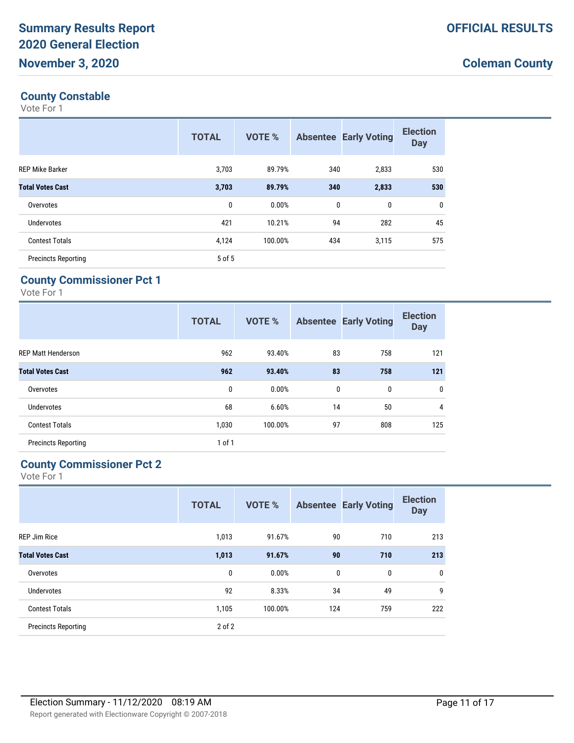# Summary Results Report
# 2020 General Election
# November 3, 2020

**OFFICIAL RESULTS**

**Coleman County**

## County Constable
Vote For 1

| | TOTAL | VOTE % | Absentee | Early Voting | Election Day |
|---|---|---|---|---|---|
| REP Mike Barker | 3,703 | 89.79% | 340 | 2,833 | 530 |
| **Total Votes Cast** | **3,703** | **89.79%** | **340** | **2,833** | **530** |
| Overvotes | 0 | 0.00% | 0 | 0 | 0 |
| Undervotes | 421 | 10.21% | 94 | 282 | 45 |
| Contest Totals | 4,124 | 100.00% | 434 | 3,115 | 575 |
| Precincts Reporting | 5 of 5 | | | | |

## County Commissioner Pct 1
Vote For 1

| | TOTAL | VOTE % | Absentee | Early Voting | Election Day |
|---|---|---|---|---|---|
| REP Matt Henderson | 962 | 93.40% | 83 | 758 | 121 |
| **Total Votes Cast** | **962** | **93.40%** | **83** | **758** | **121** |
| Overvotes | 0 | 0.00% | 0 | 0 | 0 |
| Undervotes | 68 | 6.60% | 14 | 50 | 4 |
| Contest Totals | 1,030 | 100.00% | 97 | 808 | 125 |
| Precincts Reporting | 1 of 1 | | | | |

## County Commissioner Pct 2
Vote For 1

| | TOTAL | VOTE % | Absentee | Early Voting | Election Day |
|---|---|---|---|---|---|
| REP Jim Rice | 1,013 | 91.67% | 90 | 710 | 213 |
| **Total Votes Cast** | **1,013** | **91.67%** | **90** | **710** | **213** |
| Overvotes | 0 | 0.00% | 0 | 0 | 0 |
| Undervotes | 92 | 8.33% | 34 | 49 | 9 |
| Contest Totals | 1,105 | 100.00% | 124 | 759 | 222 |
| Precincts Reporting | 2 of 2 | | | | |

Election Summary - 11/12/2020 08:19 AM

Report generated with Electionware Copyright © 2007-2018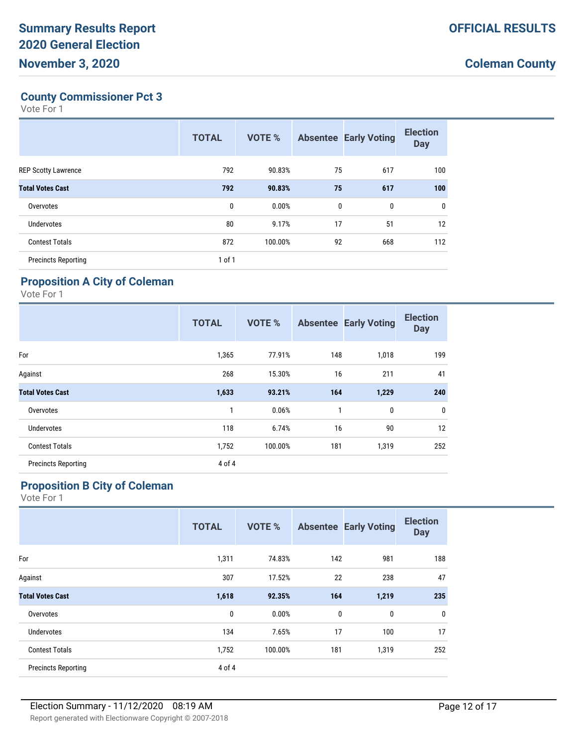# Summary Results Report
# 2020 General Election
# November 3, 2020

**OFFICIAL RESULTS**

**Coleman County**

## County Commissioner Pct 3

Vote For 1

| | TOTAL | VOTE % | Absentee | Early Voting | Election Day |
|---|---|---|---|---|---|
| REP Scotty Lawrence | 792 | 90.83% | 75 | 617 | 100 |
| **Total Votes Cast** | **792** | **90.83%** | **75** | **617** | **100** |
| Overvotes | 0 | 0.00% | 0 | 0 | 0 |
| Undervotes | 80 | 9.17% | 17 | 51 | 12 |
| Contest Totals | 872 | 100.00% | 92 | 668 | 112 |
| Precincts Reporting | 1 of 1 | | | | |

## Proposition A City of Coleman

Vote For 1

| | TOTAL | VOTE % | Absentee | Early Voting | Election Day |
|---|---|---|---|---|---|
| For | 1,365 | 77.91% | 148 | 1,018 | 199 |
| Against | 268 | 15.30% | 16 | 211 | 41 |
| **Total Votes Cast** | **1,633** | **93.21%** | **164** | **1,229** | **240** |
| Overvotes | 1 | 0.06% | 1 | 0 | 0 |
| Undervotes | 118 | 6.74% | 16 | 90 | 12 |
| Contest Totals | 1,752 | 100.00% | 181 | 1,319 | 252 |
| Precincts Reporting | 4 of 4 | | | | |

## Proposition B City of Coleman

Vote For 1

| | TOTAL | VOTE % | Absentee | Early Voting | Election Day |
|---|---|---|---|---|---|
| For | 1,311 | 74.83% | 142 | 981 | 188 |
| Against | 307 | 17.52% | 22 | 238 | 47 |
| **Total Votes Cast** | **1,618** | **92.35%** | **164** | **1,219** | **235** |
| Overvotes | 0 | 0.00% | 0 | 0 | 0 |
| Undervotes | 134 | 7.65% | 17 | 100 | 17 |
| Contest Totals | 1,752 | 100.00% | 181 | 1,319 | 252 |
| Precincts Reporting | 4 of 4 | | | | |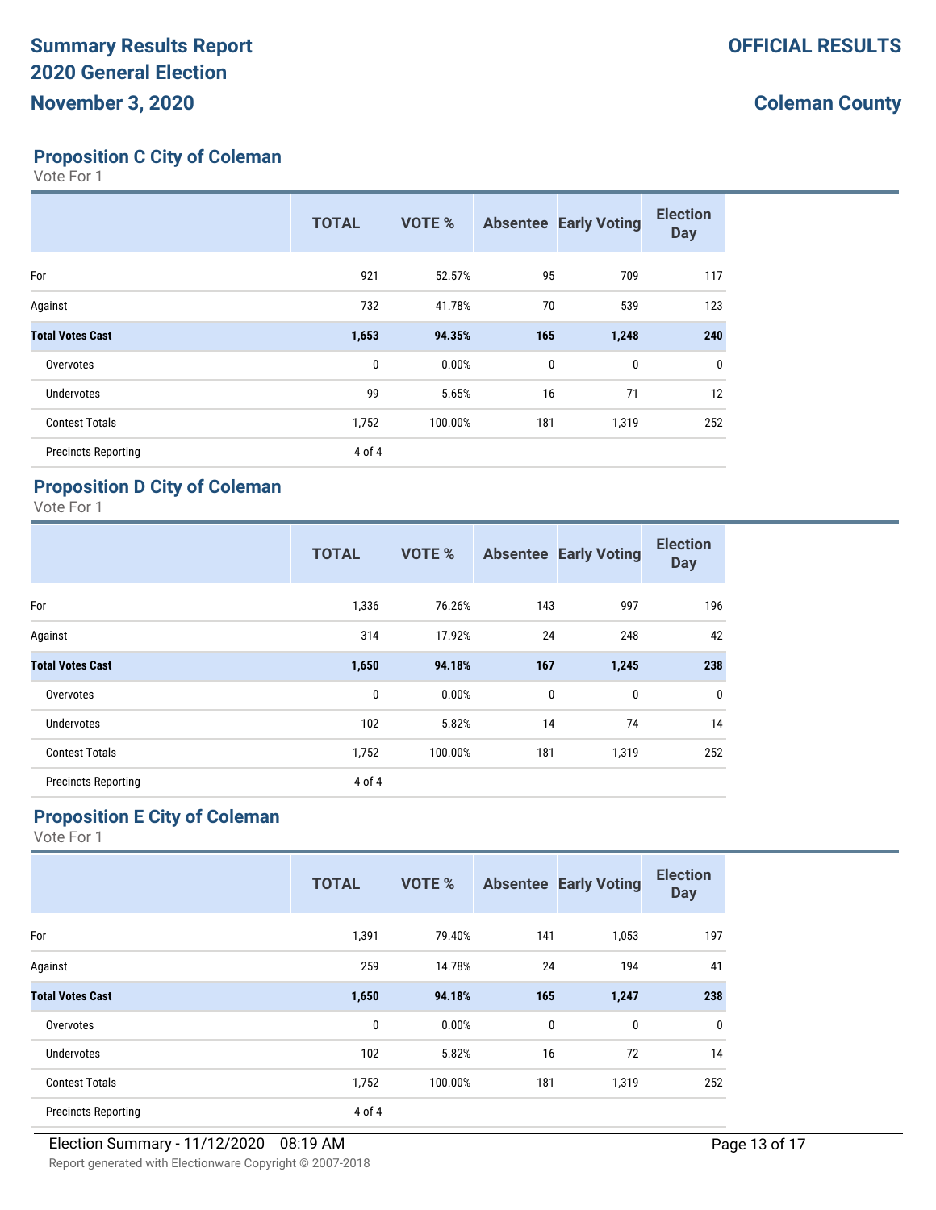## Proposition C City of Coleman

Vote For 1

| | TOTAL | VOTE % | Absentee | Early Voting | Election Day |
|---|---|---|---|---|---|
| For | 921 | 52.57% | 95 | 709 | 117 |
| Against | 732 | 41.78% | 70 | 539 | 123 |
| **Total Votes Cast** | **1,653** | **94.35%** | **165** | **1,248** | **240** |
| Overvotes | 0 | 0.00% | 0 | 0 | 0 |
| Undervotes | 99 | 5.65% | 16 | 71 | 12 |
| Contest Totals | 1,752 | 100.00% | 181 | 1,319 | 252 |
| Precincts Reporting | 4 of 4 | | | | |

## Proposition D City of Coleman

Vote For 1

| | TOTAL | VOTE % | Absentee | Early Voting | Election Day |
|---|---|---|---|---|---|
| For | 1,336 | 76.26% | 143 | 997 | 196 |
| Against | 314 | 17.92% | 24 | 248 | 42 |
| **Total Votes Cast** | **1,650** | **94.18%** | **167** | **1,245** | **238** |
| Overvotes | 0 | 0.00% | 0 | 0 | 0 |
| Undervotes | 102 | 5.82% | 14 | 74 | 14 |
| Contest Totals | 1,752 | 100.00% | 181 | 1,319 | 252 |
| Precincts Reporting | 4 of 4 | | | | |

## Proposition E City of Coleman

Vote For 1

| | TOTAL | VOTE % | Absentee | Early Voting | Election Day |
|---|---|---|---|---|---|
| For | 1,391 | 79.40% | 141 | 1,053 | 197 |
| Against | 259 | 14.78% | 24 | 194 | 41 |
| **Total Votes Cast** | **1,650** | **94.18%** | **165** | **1,247** | **238** |
| Overvotes | 0 | 0.00% | 0 | 0 | 0 |
| Undervotes | 102 | 5.82% | 16 | 72 | 14 |
| Contest Totals | 1,752 | 100.00% | 181 | 1,319 | 252 |
| Precincts Reporting | 4 of 4 | | | | |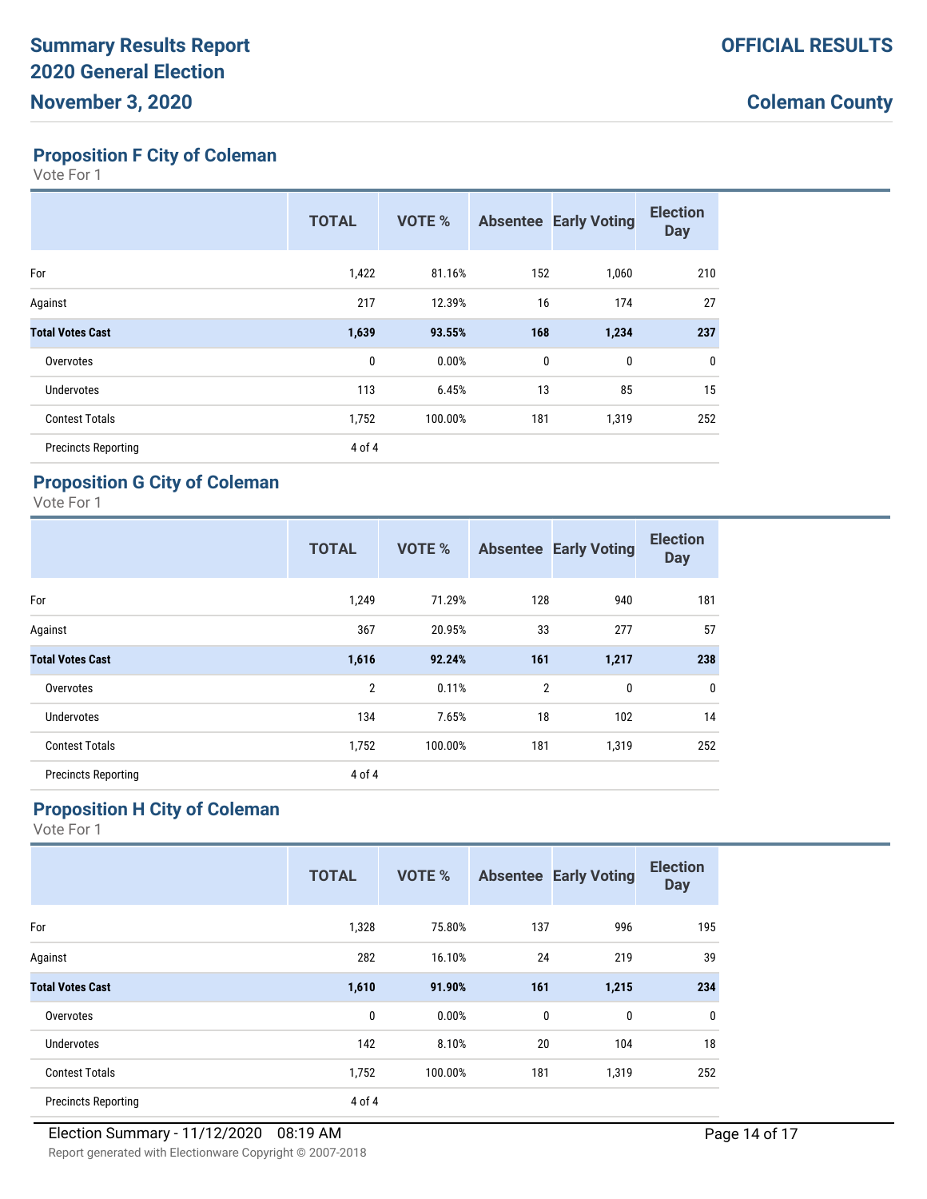# Summary Results Report
# 2020 General Election
# November 3, 2020

**OFFICIAL RESULTS**

**Coleman County**

## Proposition F City of Coleman

Vote For 1

| | TOTAL | VOTE % | Absentee | Early Voting | Election Day |
|---|---|---|---|---|---|
| For | 1,422 | 81.16% | 152 | 1,060 | 210 |
| Against | 217 | 12.39% | 16 | 174 | 27 |
| **Total Votes Cast** | **1,639** | **93.55%** | **168** | **1,234** | **237** |
| Overvotes | 0 | 0.00% | 0 | 0 | 0 |
| Undervotes | 113 | 6.45% | 13 | 85 | 15 |
| Contest Totals | 1,752 | 100.00% | 181 | 1,319 | 252 |
| Precincts Reporting | 4 of 4 | | | | |

## Proposition G City of Coleman

Vote For 1

| | TOTAL | VOTE % | Absentee | Early Voting | Election Day |
|---|---|---|---|---|---|
| For | 1,249 | 71.29% | 128 | 940 | 181 |
| Against | 367 | 20.95% | 33 | 277 | 57 |
| **Total Votes Cast** | **1,616** | **92.24%** | **161** | **1,217** | **238** |
| Overvotes | 2 | 0.11% | 2 | 0 | 0 |
| Undervotes | 134 | 7.65% | 18 | 102 | 14 |
| Contest Totals | 1,752 | 100.00% | 181 | 1,319 | 252 |
| Precincts Reporting | 4 of 4 | | | | |

## Proposition H City of Coleman

Vote For 1

| | TOTAL | VOTE % | Absentee | Early Voting | Election Day |
|---|---|---|---|---|---|
| For | 1,328 | 75.80% | 137 | 996 | 195 |
| Against | 282 | 16.10% | 24 | 219 | 39 |
| **Total Votes Cast** | **1,610** | **91.90%** | **161** | **1,215** | **234** |
| Overvotes | 0 | 0.00% | 0 | 0 | 0 |
| Undervotes | 142 | 8.10% | 20 | 104 | 18 |
| Contest Totals | 1,752 | 100.00% | 181 | 1,319 | 252 |
| Precincts Reporting | 4 of 4 | | | | |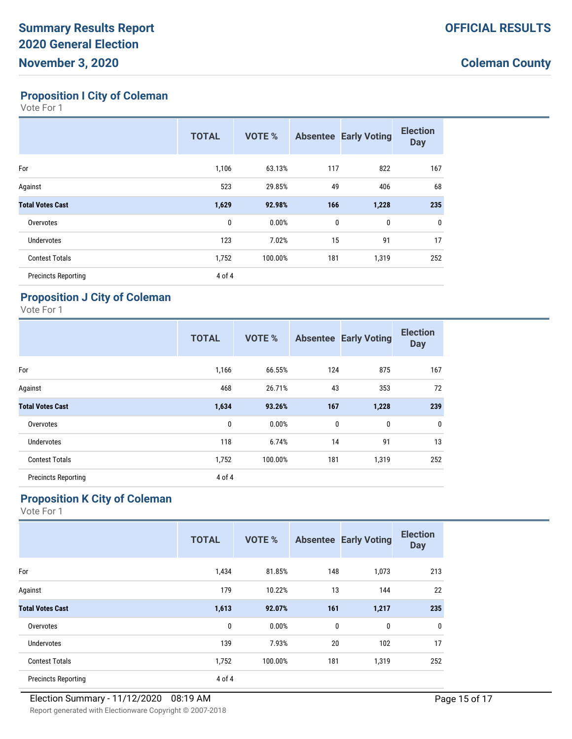## Proposition I City of Coleman

Vote For 1

| | TOTAL | VOTE % | Absentee | Early Voting | Election Day |
|---|---|---|---|---|---|
| For | 1,106 | 63.13% | 117 | 822 | 167 |
| Against | 523 | 29.85% | 49 | 406 | 68 |
| **Total Votes Cast** | **1,629** | **92.98%** | **166** | **1,228** | **235** |
| Overvotes | 0 | 0.00% | 0 | 0 | 0 |
| Undervotes | 123 | 7.02% | 15 | 91 | 17 |
| Contest Totals | 1,752 | 100.00% | 181 | 1,319 | 252 |
| Precincts Reporting | 4 of 4 | | | | |

## Proposition J City of Coleman

Vote For 1

| | TOTAL | VOTE % | Absentee | Early Voting | Election Day |
|---|---|---|---|---|---|
| For | 1,166 | 66.55% | 124 | 875 | 167 |
| Against | 468 | 26.71% | 43 | 353 | 72 |
| **Total Votes Cast** | **1,634** | **93.26%** | **167** | **1,228** | **239** |
| Overvotes | 0 | 0.00% | 0 | 0 | 0 |
| Undervotes | 118 | 6.74% | 14 | 91 | 13 |
| Contest Totals | 1,752 | 100.00% | 181 | 1,319 | 252 |
| Precincts Reporting | 4 of 4 | | | | |

## Proposition K City of Coleman

Vote For 1

| | TOTAL | VOTE % | Absentee | Early Voting | Election Day |
|---|---|---|---|---|---|
| For | 1,434 | 81.85% | 148 | 1,073 | 213 |
| Against | 179 | 10.22% | 13 | 144 | 22 |
| **Total Votes Cast** | **1,613** | **92.07%** | **161** | **1,217** | **235** |
| Overvotes | 0 | 0.00% | 0 | 0 | 0 |
| Undervotes | 139 | 7.93% | 20 | 102 | 17 |
| Contest Totals | 1,752 | 100.00% | 181 | 1,319 | 252 |
| Precincts Reporting | 4 of 4 | | | | |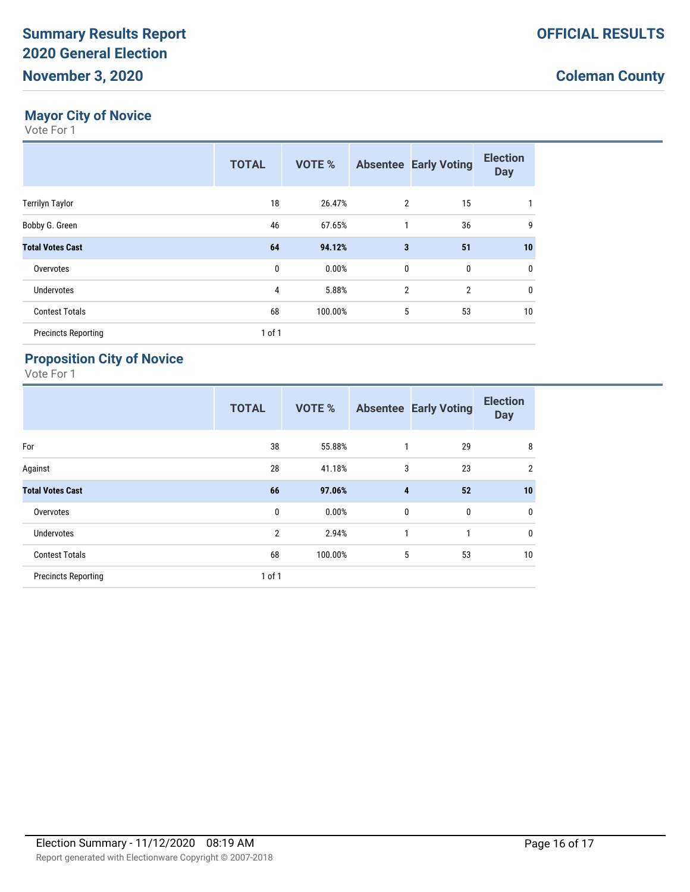**Summary Results Report**
**2020 General Election**
**November 3, 2020**

**OFFICIAL RESULTS**

**Coleman County**

## Mayor City of Novice

Vote For 1

| | TOTAL | VOTE % | Absentee | Early Voting | Election Day |
|---|---|---|---|---|---|
| Terrilyn Taylor | 18 | 26.47% | 2 | 15 | 1 |
| Bobby G. Green | 46 | 67.65% | 1 | 36 | 9 |
| **Total Votes Cast** | **64** | **94.12%** | **3** | **51** | **10** |
| Overvotes | 0 | 0.00% | 0 | 0 | 0 |
| Undervotes | 4 | 5.88% | 2 | 2 | 0 |
| Contest Totals | 68 | 100.00% | 5 | 53 | 10 |
| Precincts Reporting | 1 of 1 | | | | |

## Proposition City of Novice

Vote For 1

| | TOTAL | VOTE % | Absentee | Early Voting | Election Day |
|---|---|---|---|---|---|
| For | 38 | 55.88% | 1 | 29 | 8 |
| Against | 28 | 41.18% | 3 | 23 | 2 |
| **Total Votes Cast** | **66** | **97.06%** | **4** | **52** | **10** |
| Overvotes | 0 | 0.00% | 0 | 0 | 0 |
| Undervotes | 2 | 2.94% | 1 | 1 | 0 |
| Contest Totals | 68 | 100.00% | 5 | 53 | 10 |
| Precincts Reporting | 1 of 1 | | | | |

Election Summary - 11/12/2020 08:19 AM

Report generated with Electionware Copyright © 2007-2018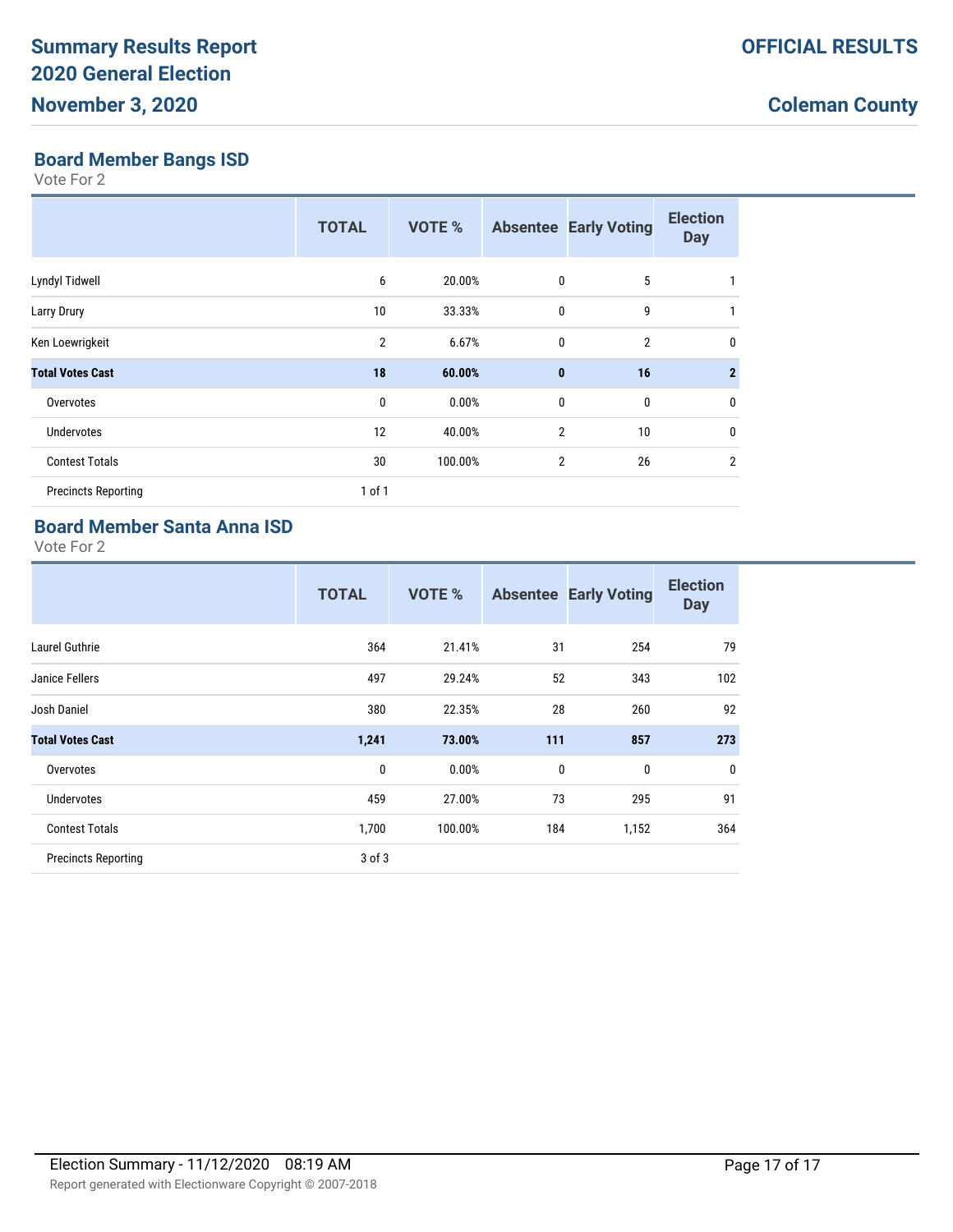## Board Member Bangs ISD

Vote For 2

| | TOTAL | VOTE % | Absentee | Early Voting | Election Day |
|---|---|---|---|---|---|
| Lyndyl Tidwell | 6 | 20.00% | 0 | 5 | 1 |
| Larry Drury | 10 | 33.33% | 0 | 9 | 1 |
| Ken Loewrigkeit | 2 | 6.67% | 0 | 2 | 0 |
| **Total Votes Cast** | **18** | **60.00%** | **0** | **16** | **2** |
| Overvotes | 0 | 0.00% | 0 | 0 | 0 |
| Undervotes | 12 | 40.00% | 2 | 10 | 0 |
| Contest Totals | 30 | 100.00% | 2 | 26 | 2 |
| Precincts Reporting | 1 of 1 | | | | |

## Board Member Santa Anna ISD

Vote For 2

| | TOTAL | VOTE % | Absentee | Early Voting | Election Day |
|---|---|---|---|---|---|
| Laurel Guthrie | 364 | 21.41% | 31 | 254 | 79 |
| Janice Fellers | 497 | 29.24% | 52 | 343 | 102 |
| Josh Daniel | 380 | 22.35% | 28 | 260 | 92 |
| **Total Votes Cast** | **1,241** | **73.00%** | **111** | **857** | **273** |
| Overvotes | 0 | 0.00% | 0 | 0 | 0 |
| Undervotes | 459 | 27.00% | 73 | 295 | 91 |
| Contest Totals | 1,700 | 100.00% | 184 | 1,152 | 364 |
| Precincts Reporting | 3 of 3 | | | | |